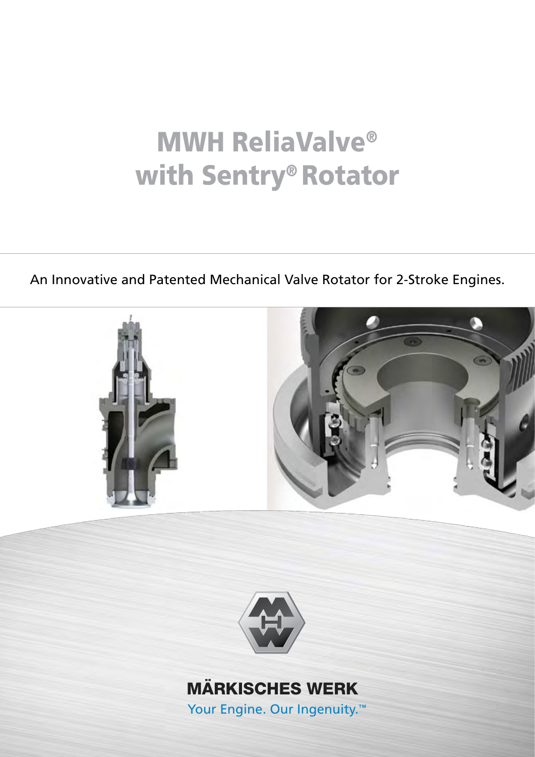# MWH ReliaValve® with Sentry® Rotator

An Innovative and Patented Mechanical Valve Rotator for 2-Stroke Engines.

MÄRKISCHES WERK

Your Engine. Our Ingenuity.™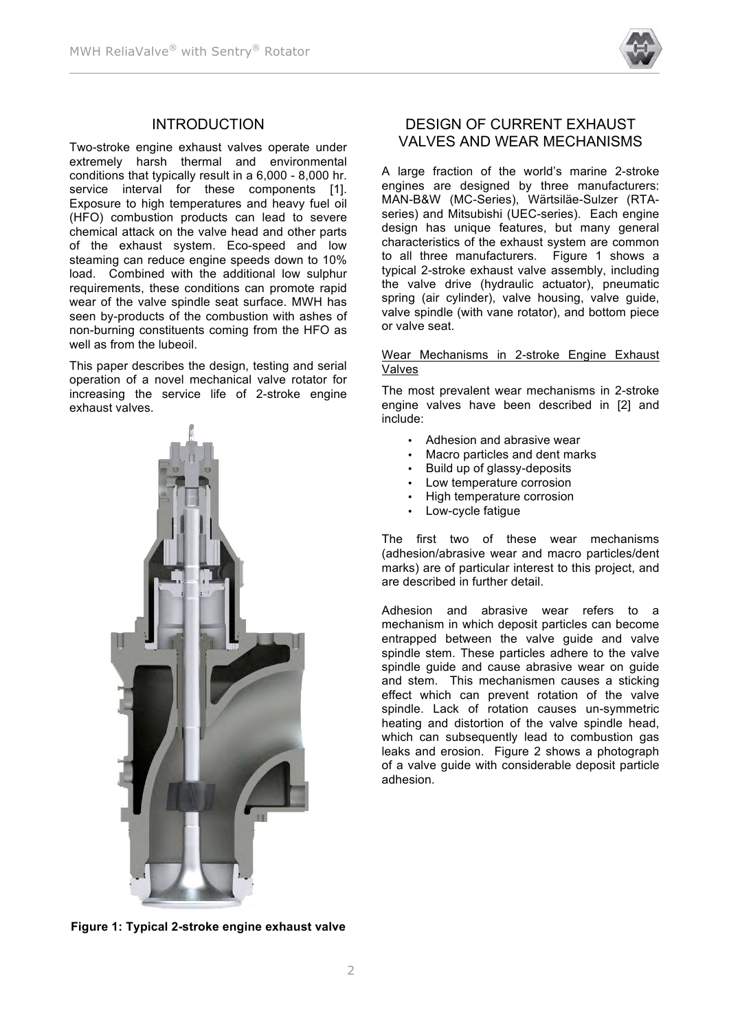## INTRODUCTION

Two-stroke engine exhaust valves operate under extremely harsh thermal and environmental conditions that typically result in a 6,000 - 8,000 hr. service interval for these components [1]. Exposure to high temperatures and heavy fuel oil (HFO) combustion products can lead to severe chemical attack on the valve head and other parts of the exhaust system. Eco-speed and low steaming can reduce engine speeds down to 10% load. Combined with the additional low sulphur requirements, these conditions can promote rapid wear of the valve spindle seat surface. MWH has seen by-products of the combustion with ashes of non-burning constituents coming from the HFO as well as from the lubeoil.

This paper describes the design, testing and serial operation of a novel mechanical valve rotator for increasing the service life of 2-stroke engine exhaust valves.

**Figure 1: Typical 2-stroke engine exhaust valve**

## DESIGN OF CURRENT EXHAUST VALVES AND WEAR MECHANISMS

A large fraction of the world's marine 2-stroke engines are designed by three manufacturers: MAN-B&W (MC-Series), Wärtsiläe-Sulzer (RTA-series) and Mitsubishi (UEC-series). Each engine design has unique features, but many general characteristics of the exhaust system are common to all three manufacturers. Figure 1 shows a typical 2-stroke exhaust valve assembly, including the valve drive (hydraulic actuator), pneumatic spring (air cylinder), valve housing, valve guide, valve spindle (with vane rotator), and bottom piece or valve seat.

<u>Wear Mechanisms in 2-stroke Engine Exhaust Valves</u>

The most prevalent wear mechanisms in 2-stroke engine valves have been described in [2] and include:

- Adhesion and abrasive wear
- Macro particles and dent marks
- Build up of glassy-deposits
- Low temperature corrosion
- High temperature corrosion
- Low-cycle fatigue

The first two of these wear mechanisms (adhesion/abrasive wear and macro particles/dent marks) are of particular interest to this project, and are described in further detail.

Adhesion and abrasive wear refers to a mechanism in which deposit particles can become entrapped between the valve guide and valve spindle stem. These particles adhere to the valve spindle guide and cause abrasive wear on guide and stem. This mechanismen causes a sticking effect which can prevent rotation of the valve spindle. Lack of rotation causes un-symmetric heating and distortion of the valve spindle head, which can subsequently lead to combustion gas leaks and erosion. Figure 2 shows a photograph of a valve guide with considerable deposit particle adhesion.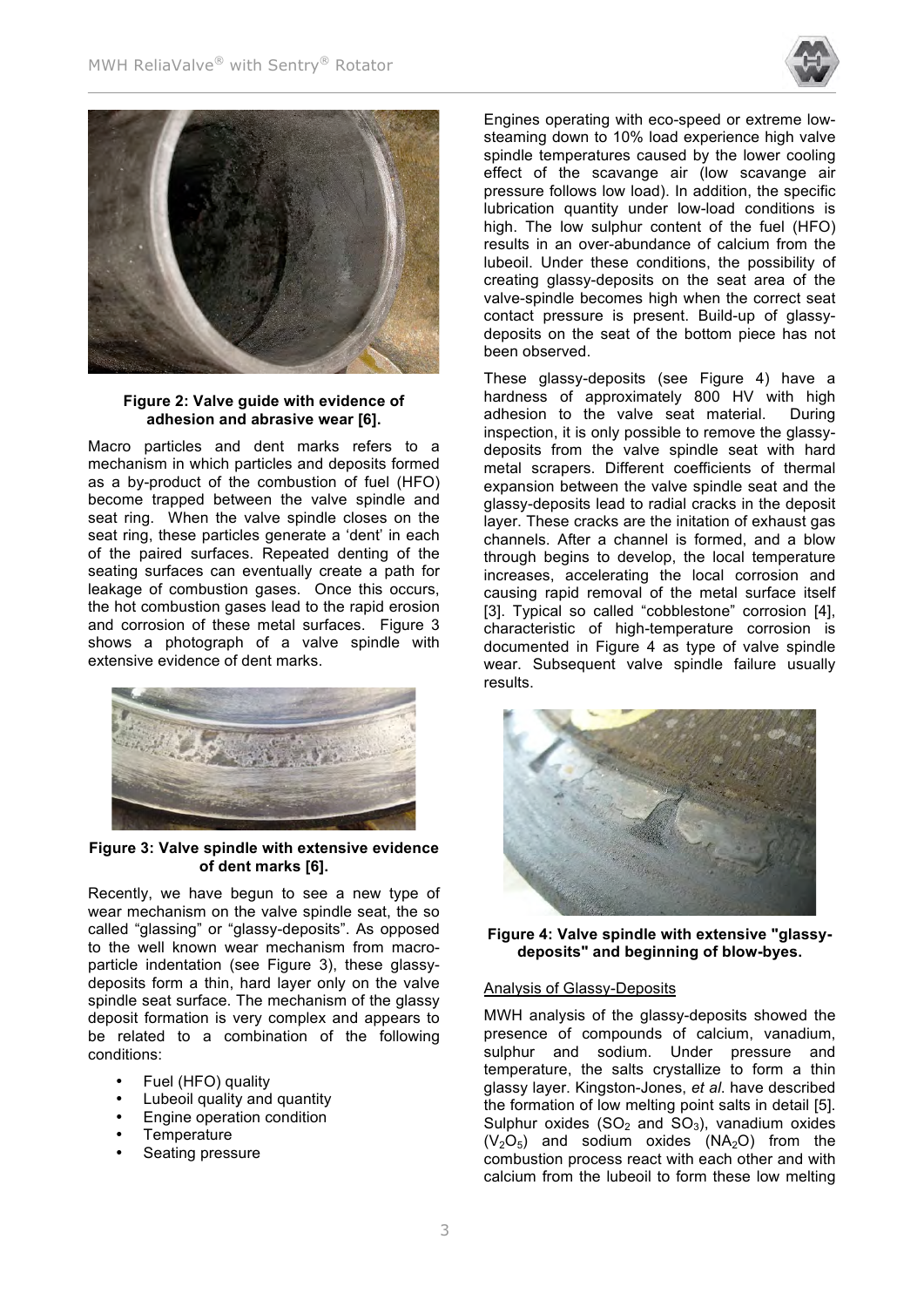**Figure 2: Valve guide with evidence of adhesion and abrasive wear [6].**

Macro particles and dent marks refers to a mechanism in which particles and deposits formed as a by-product of the combustion of fuel (HFO) become trapped between the valve spindle and seat ring. When the valve spindle closes on the seat ring, these particles generate a 'dent' in each of the paired surfaces. Repeated denting of the seating surfaces can eventually create a path for leakage of combustion gases. Once this occurs, the hot combustion gases lead to the rapid erosion and corrosion of these metal surfaces. Figure 3 shows a photograph of a valve spindle with extensive evidence of dent marks.

**Figure 3: Valve spindle with extensive evidence of dent marks [6].**

Recently, we have begun to see a new type of wear mechanism on the valve spindle seat, the so called "glassing" or "glassy-deposits". As opposed to the well known wear mechanism from macro-particle indentation (see Figure 3), these glassy-deposits form a thin, hard layer only on the valve spindle seat surface. The mechanism of the glassy deposit formation is very complex and appears to be related to a combination of the following conditions:

- Fuel (HFO) quality
- Lubeoil quality and quantity
- Engine operation condition
- Temperature
- Seating pressure

Engines operating with eco-speed or extreme low-steaming down to 10% load experience high valve spindle temperatures caused by the lower cooling effect of the scavange air (low scavange air pressure follows low load). In addition, the specific lubrication quantity under low-load conditions is high. The low sulphur content of the fuel (HFO) results in an over-abundance of calcium from the lubeoil. Under these conditions, the possibility of creating glassy-deposits on the seat area of the valve-spindle becomes high when the correct seat contact pressure is present. Build-up of glassy-deposits on the seat of the bottom piece has not been observed.

These glassy-deposits (see Figure 4) have a hardness of approximately 800 HV with high adhesion to the valve seat material. During inspection, it is only possible to remove the glassy-deposits from the valve spindle seat with hard metal scrapers. Different coefficients of thermal expansion between the valve spindle seat and the glassy-deposits lead to radial cracks in the deposit layer. These cracks are the initation of exhaust gas channels. After a channel is formed, and a blow through begins to develop, the local temperature increases, accelerating the local corrosion and causing rapid removal of the metal surface itself [3]. Typical so called "cobblestone" corrosion [4], characteristic of high-temperature corrosion is documented in Figure 4 as type of valve spindle wear. Subsequent valve spindle failure usually results.

**Figure 4: Valve spindle with extensive "glassy-deposits" and beginning of blow-byes.**

<u>Analysis of Glassy-Deposits</u>

MWH analysis of the glassy-deposits showed the presence of compounds of calcium, vanadium, sulphur and sodium. Under pressure and temperature, the salts crystallize to form a thin glassy layer. Kingston-Jones, *et al*. have described the formation of low melting point salts in detail [5]. Sulphur oxides ($SO_2$ and $SO_3$), vanadium oxides ($V_2O_5$) and sodium oxides ($NA_2O$) from the combustion process react with each other and with calcium from the lubeoil to form these low melting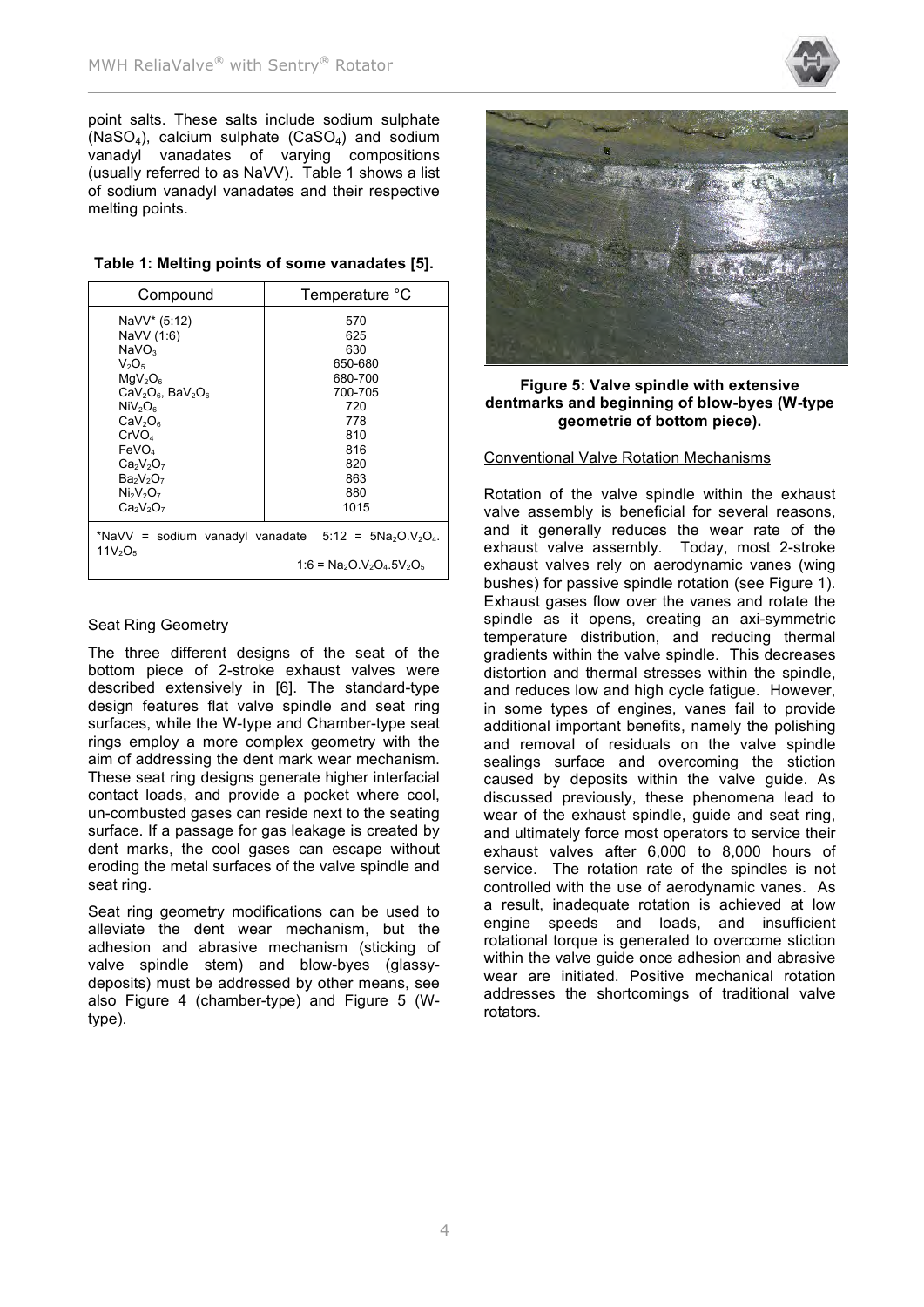point salts. These salts include sodium sulphate ($NaSO_4$), calcium sulphate ($CaSO_4$) and sodium vanadyl vanadates of varying compositions (usually referred to as NaVV). Table 1 shows a list of sodium vanadyl vanadates and their respective melting points.

**Table 1: Melting points of some vanadates [5].**

| Compound | Temperature °C |
|---|---|
| NaVV* (5:12) | 570 |
| NaVV (1:6) | 625 |
| $NaVO_3$ | 630 |
| $V_2O_5$ | 650-680 |
| $MgV_2O_6$ | 680-700 |
| $CaV_2O_6$, $BaV_2O_6$ | 700-705 |
| $NiV_2O_6$ | 720 |
| $CaV_2O_6$ | 778 |
| $CrVO_4$ | 810 |
| $FeVO_4$ | 816 |
| $Ca_2V_2O_7$ | 820 |
| $Ba_2V_2O_7$ | 863 |
| $Ni_2V_2O_7$ | 880 |
| $Ca_2V_2O_7$ | 1015 |

*NaVV = sodium vanadyl vanadate 5:12 = $5Na_2O.V_2O_4.11V_2O_5$

1:6 = $Na_2O.V_2O_4.5V_2O_5$

### Seat Ring Geometry

The three different designs of the seat of the bottom piece of 2-stroke exhaust valves were described extensively in [6]. The standard-type design features flat valve spindle and seat ring surfaces, while the W-type and Chamber-type seat rings employ a more complex geometry with the aim of addressing the dent mark wear mechanism. These seat ring designs generate higher interfacial contact loads, and provide a pocket where cool, un-combusted gases can reside next to the seating surface. If a passage for gas leakage is created by dent marks, the cool gases can escape without eroding the metal surfaces of the valve spindle and seat ring.

Seat ring geometry modifications can be used to alleviate the dent wear mechanism, but the adhesion and abrasive mechanism (sticking of valve spindle stem) and blow-byes (glassy-deposits) must be addressed by other means, see also Figure 4 (chamber-type) and Figure 5 (W-type).

**Figure 5: Valve spindle with extensive dentmarks and beginning of blow-byes (W-type geometrie of bottom piece).**

### Conventional Valve Rotation Mechanisms

Rotation of the valve spindle within the exhaust valve assembly is beneficial for several reasons, and it generally reduces the wear rate of the exhaust valve assembly. Today, most 2-stroke exhaust valves rely on aerodynamic vanes (wing bushes) for passive spindle rotation (see Figure 1). Exhaust gases flow over the vanes and rotate the spindle as it opens, creating an axi-symmetric temperature distribution, and reducing thermal gradients within the valve spindle. This decreases distortion and thermal stresses within the spindle, and reduces low and high cycle fatigue. However, in some types of engines, vanes fail to provide additional important benefits, namely the polishing and removal of residuals on the valve spindle sealings surface and overcoming the stiction caused by deposits within the valve guide. As discussed previously, these phenomena lead to wear of the exhaust spindle, guide and seat ring, and ultimately force most operators to service their exhaust valves after 6,000 to 8,000 hours of service. The rotation rate of the spindles is not controlled with the use of aerodynamic vanes. As a result, inadequate rotation is achieved at low engine speeds and loads, and insufficient rotational torque is generated to overcome stiction within the valve guide once adhesion and abrasive wear are initiated. Positive mechanical rotation addresses the shortcomings of traditional valve rotators.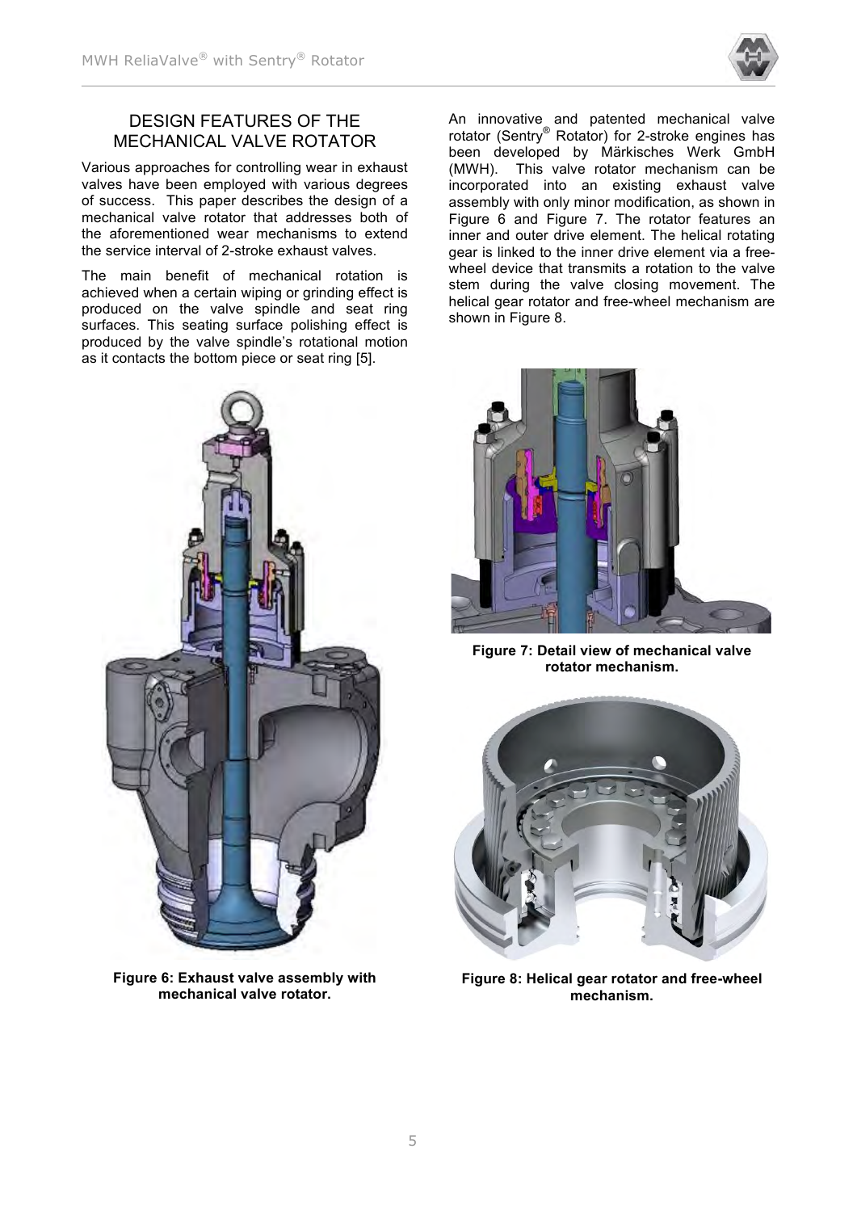## DESIGN FEATURES OF THE MECHANICAL VALVE ROTATOR

Various approaches for controlling wear in exhaust valves have been employed with various degrees of success. This paper describes the design of a mechanical valve rotator that addresses both of the aforementioned wear mechanisms to extend the service interval of 2-stroke exhaust valves.

The main benefit of mechanical rotation is achieved when a certain wiping or grinding effect is produced on the valve spindle and seat ring surfaces. This seating surface polishing effect is produced by the valve spindle's rotational motion as it contacts the bottom piece or seat ring [5].

An innovative and patented mechanical valve rotator (Sentry® Rotator) for 2-stroke engines has been developed by Märkisches Werk GmbH (MWH). This valve rotator mechanism can be incorporated into an existing exhaust valve assembly with only minor modification, as shown in Figure 6 and Figure 7. The rotator features an inner and outer drive element. The helical rotating gear is linked to the inner drive element via a free-wheel device that transmits a rotation to the valve stem during the valve closing movement. The helical gear rotator and free-wheel mechanism are shown in Figure 8.

**Figure 6: Exhaust valve assembly with mechanical valve rotator.**

**Figure 7: Detail view of mechanical valve rotator mechanism.**

**Figure 8: Helical gear rotator and free-wheel mechanism.**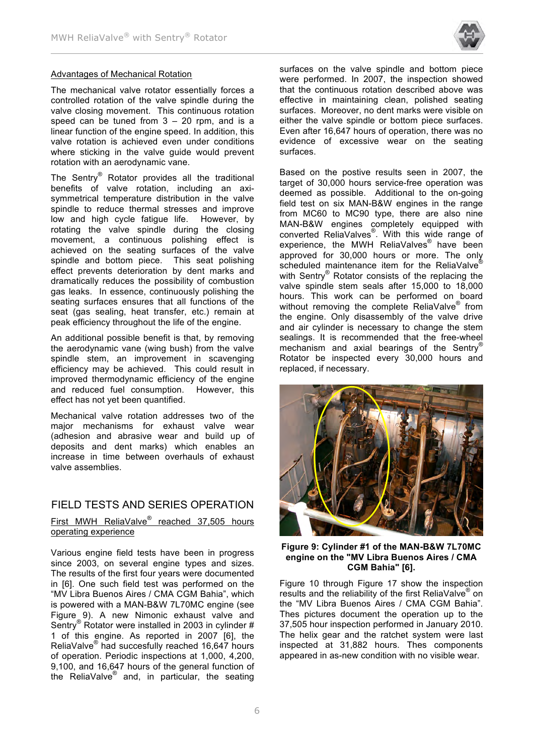## Advantages of Mechanical Rotation

The mechanical valve rotator essentially forces a controlled rotation of the valve spindle during the valve closing movement. This continuous rotation speed can be tuned from 3 – 20 rpm, and is a linear function of the engine speed. In addition, this valve rotation is achieved even under conditions where sticking in the valve guide would prevent rotation with an aerodynamic vane.

The Sentry® Rotator provides all the traditional benefits of valve rotation, including an axi-symmetrical temperature distribution in the valve spindle to reduce thermal stresses and improve low and high cycle fatigue life. However, by rotating the valve spindle during the closing movement, a continuous polishing effect is achieved on the seating surfaces of the valve spindle and bottom piece. This seat polishing effect prevents deterioration by dent marks and dramatically reduces the possibility of combustion gas leaks. In essence, continuously polishing the seating surfaces ensures that all functions of the seat (gas sealing, heat transfer, etc.) remain at peak efficiency throughout the life of the engine.

An additional possible benefit is that, by removing the aerodynamic vane (wing bush) from the valve spindle stem, an improvement in scavenging efficiency may be achieved. This could result in improved thermodynamic efficiency of the engine and reduced fuel consumption. However, this effect has not yet been quantified.

Mechanical valve rotation addresses two of the major mechanisms for exhaust valve wear (adhesion and abrasive wear and build up of deposits and dent marks) which enables an increase in time between overhauls of exhaust valve assemblies.

# FIELD TESTS AND SERIES OPERATION

## First MWH ReliaValve® reached 37,505 hours operating experience

Various engine field tests have been in progress since 2003, on several engine types and sizes. The results of the first four years were documented in [6]. One such field test was performed on the "MV Libra Buenos Aires / CMA CGM Bahia", which is powered with a MAN-B&W 7L70MC engine (see Figure 9). A new Nimonic exhaust valve and Sentry® Rotator were installed in 2003 in cylinder # 1 of this engine. As reported in 2007 [6], the ReliaValve® had succesfully reached 16,647 hours of operation. Periodic inspections at 1,000, 4,200, 9,100, and 16,647 hours of the general function of the ReliaValve® and, in particular, the seating surfaces on the valve spindle and bottom piece were performed. In 2007, the inspection showed that the continuous rotation described above was effective in maintaining clean, polished seating surfaces. Moreover, no dent marks were visible on either the valve spindle or bottom piece surfaces. Even after 16,647 hours of operation, there was no evidence of excessive wear on the seating surfaces.

Based on the postive results seen in 2007, the target of 30,000 hours service-free operation was deemed as possible. Additional to the on-going field test on six MAN-B&W engines in the range from MC60 to MC90 type, there are also nine MAN-B&W engines completely equipped with converted ReliaValves®. With this wide range of experience, the MWH ReliaValves® have been approved for 30,000 hours or more. The only scheduled maintenance item for the ReliaValve® with Sentry® Rotator consists of the replacing the valve spindle stem seals after 15,000 to 18,000 hours. This work can be performed on board without removing the complete ReliaValve® from the engine. Only disassembly of the valve drive and air cylinder is necessary to change the stem sealings. It is recommended that the free-wheel mechanism and axial bearings of the Sentry® Rotator be inspected every 30,000 hours and replaced, if necessary.

**Figure 9: Cylinder #1 of the MAN-B&W 7L70MC engine on the "MV Libra Buenos Aires / CMA CGM Bahia" [6].**

Figure 10 through Figure 17 show the inspection results and the reliability of the first ReliaValve® on the "MV Libra Buenos Aires / CMA CGM Bahia". Thes pictures document the operation up to the 37,505 hour inspection performed in January 2010. The helix gear and the ratchet system were last inspected at 31,882 hours. Thes components appeared in as-new condition with no visible wear.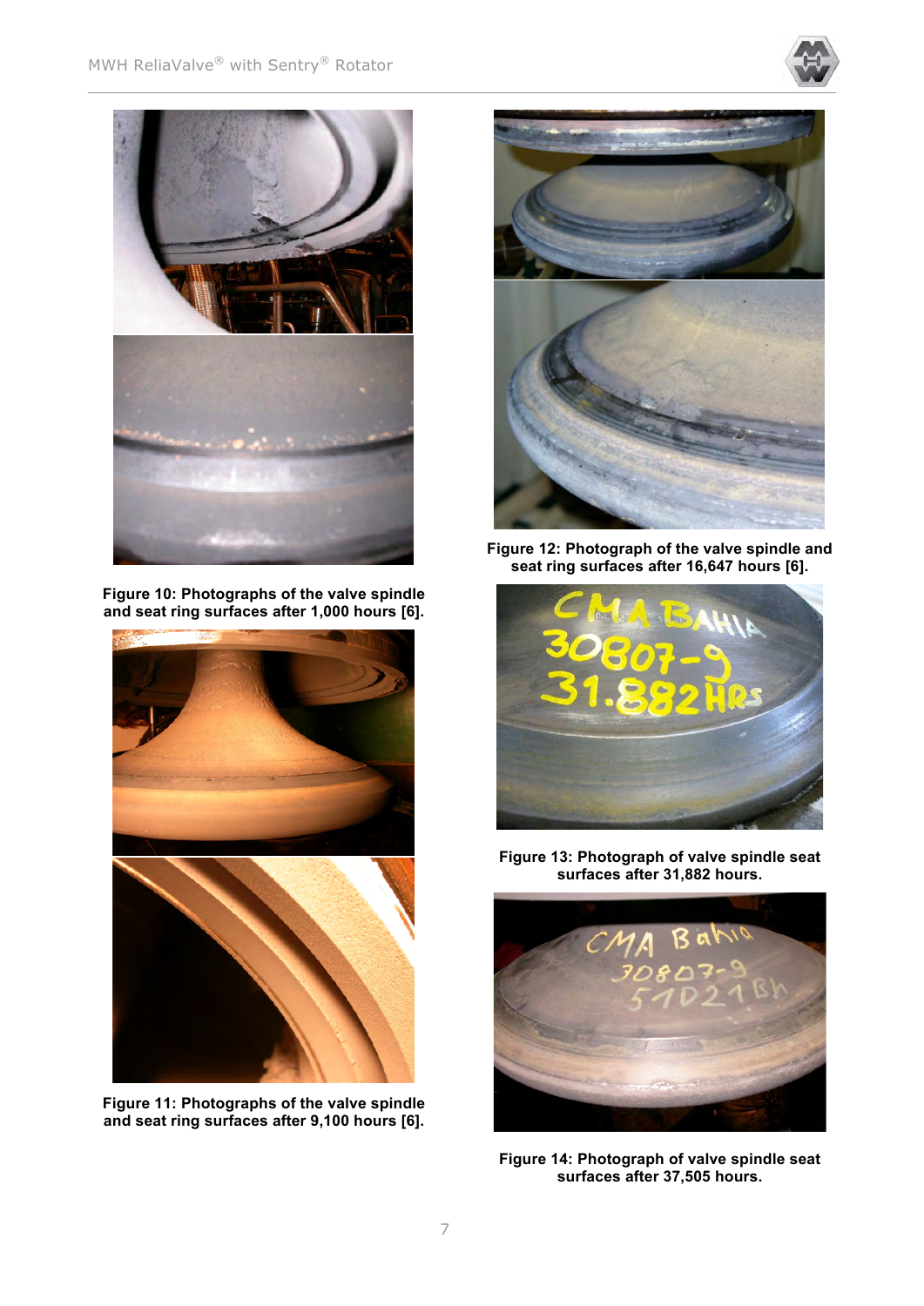Figure 10: Photographs of the valve spindle and seat ring surfaces after 1,000 hours [6].

Figure 11: Photographs of the valve spindle and seat ring surfaces after 9,100 hours [6].

Figure 12: Photograph of the valve spindle and seat ring surfaces after 16,647 hours [6].

Figure 13: Photograph of valve spindle seat surfaces after 31,882 hours.

Figure 14: Photograph of valve spindle seat surfaces after 37,505 hours.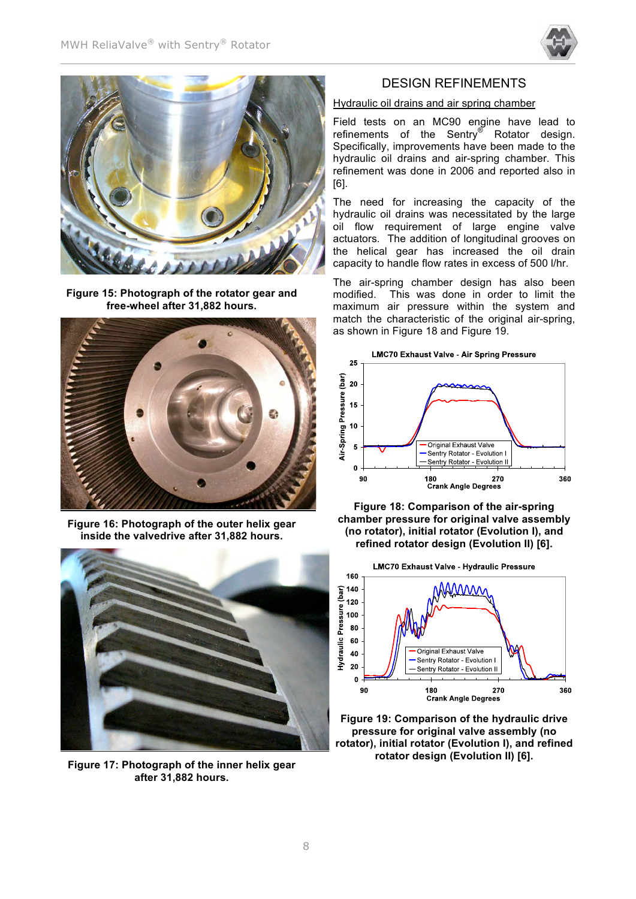Figure 15: Photograph of the rotator gear and free-wheel after 31,882 hours.

Figure 16: Photograph of the outer helix gear inside the valvedrive after 31,882 hours.

Figure 17: Photograph of the inner helix gear after 31,882 hours.

## DESIGN REFINEMENTS

### Hydraulic oil drains and air spring chamber

Field tests on an MC90 engine have lead to refinements of the Sentry® Rotator design. Specifically, improvements have been made to the hydraulic oil drains and air-spring chamber. This refinement was done in 2006 and reported also in [6].

The need for increasing the capacity of the hydraulic oil drains was necessitated by the large oil flow requirement of large engine valve actuators. The addition of longitudinal grooves on the helical gear has increased the oil drain capacity to handle flow rates in excess of 500 l/hr.

The air-spring chamber design has also been modified. This was done in order to limit the maximum air pressure within the system and match the characteristic of the original air-spring, as shown in Figure 18 and Figure 19.

**Figure 18: Comparison of the air-spring chamber pressure for original valve assembly (no rotator), initial rotator (Evolution I), and refined rotator design (Evolution II) [6].**

**Figure 19: Comparison of the hydraulic drive pressure for original valve assembly (no rotator), initial rotator (Evolution I), and refined rotator design (Evolution II) [6].**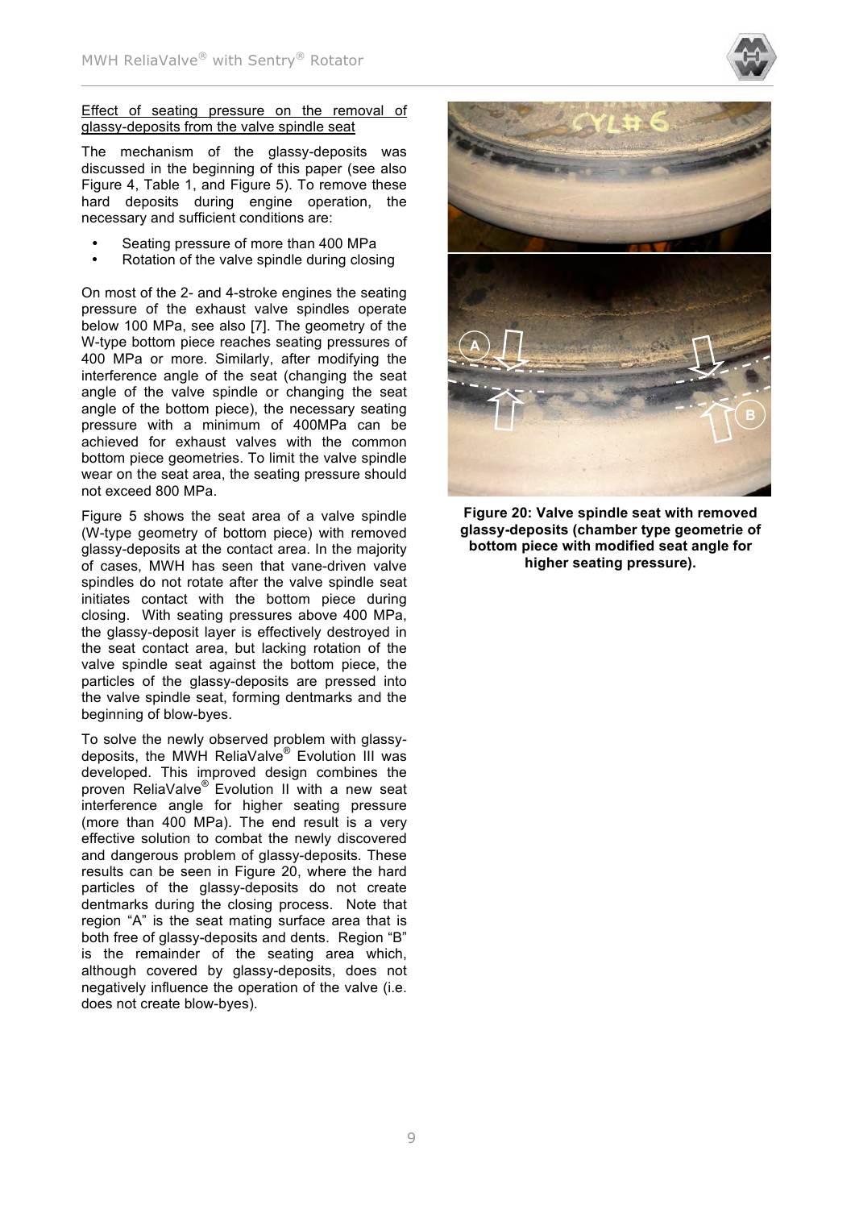Effect of seating pressure on the removal of glassy-deposits from the valve spindle seat

The mechanism of the glassy-deposits was discussed in the beginning of this paper (see also Figure 4, Table 1, and Figure 5). To remove these hard deposits during engine operation, the necessary and sufficient conditions are:

- Seating pressure of more than 400 MPa
- Rotation of the valve spindle during closing

On most of the 2- and 4-stroke engines the seating pressure of the exhaust valve spindles operate below 100 MPa, see also [7]. The geometry of the W-type bottom piece reaches seating pressures of 400 MPa or more. Similarly, after modifying the interference angle of the seat (changing the seat angle of the valve spindle or changing the seat angle of the bottom piece), the necessary seating pressure with a minimum of 400MPa can be achieved for exhaust valves with the common bottom piece geometries. To limit the valve spindle wear on the seat area, the seating pressure should not exceed 800 MPa.

Figure 5 shows the seat area of a valve spindle (W-type geometry of bottom piece) with removed glassy-deposits at the contact area. In the majority of cases, MWH has seen that vane-driven valve spindles do not rotate after the valve spindle seat initiates contact with the bottom piece during closing. With seating pressures above 400 MPa, the glassy-deposit layer is effectively destroyed in the seat contact area, but lacking rotation of the valve spindle seat against the bottom piece, the particles of the glassy-deposits are pressed into the valve spindle seat, forming dentmarks and the beginning of blow-byes.

To solve the newly observed problem with glassy-deposits, the MWH ReliaValve® Evolution III was developed. This improved design combines the proven ReliaValve® Evolution II with a new seat interference angle for higher seating pressure (more than 400 MPa). The end result is a very effective solution to combat the newly discovered and dangerous problem of glassy-deposits. These results can be seen in Figure 20, where the hard particles of the glassy-deposits do not create dentmarks during the closing process. Note that region "A" is the seat mating surface area that is both free of glassy-deposits and dents. Region "B" is the remainder of the seating area which, although covered by glassy-deposits, does not negatively influence the operation of the valve (i.e. does not create blow-byes).

CYL#6

A

B

**Figure 20: Valve spindle seat with removed glassy-deposits (chamber type geometrie of bottom piece with modified seat angle for higher seating pressure).**